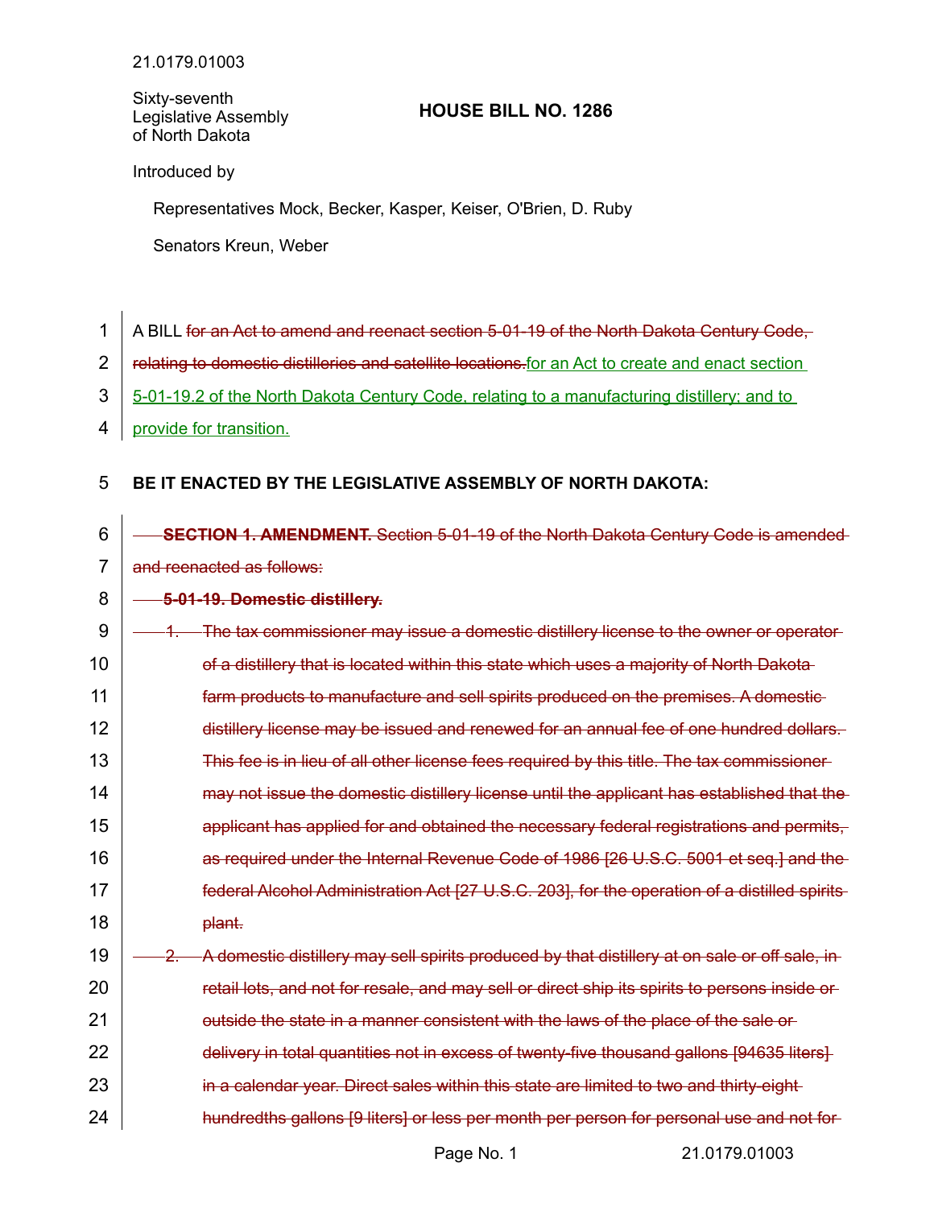21.0179.01003

Sixty-seventh Legislative Assembly of North Dakota

# HOUSE BILL NO. 1286

Introduced by

Representatives Mock, Becker, Kasper, Keiser, O'Brien, D. Ruby

Senators Kreun, Weber

A BILL ~~for an Act to amend and reenact section 5-01-19 of the North Dakota Century Code, relating to domestic distilleries and satellite locations.~~ <u>for an Act to create and enact section 5-01-19.2 of the North Dakota Century Code, relating to a manufacturing distillery; and to provide for transition.</u>

**BE IT ENACTED BY THE LEGISLATIVE ASSEMBLY OF NORTH DAKOTA:**

~~**SECTION 1. AMENDMENT.** Section 5-01-19 of the North Dakota Century Code is amended and reenacted as follows:~~

~~**5-01-19. Domestic distillery.**~~

~~1. The tax commissioner may issue a domestic distillery license to the owner or operator of a distillery that is located within this state which uses a majority of North Dakota farm products to manufacture and sell spirits produced on the premises. A domestic distillery license may be issued and renewed for an annual fee of one hundred dollars. This fee is in lieu of all other license fees required by this title. The tax commissioner may not issue the domestic distillery license until the applicant has established that the applicant has applied for and obtained the necessary federal registrations and permits, as required under the Internal Revenue Code of 1986 [26 U.S.C. 5001 et seq.] and the federal Alcohol Administration Act [27 U.S.C. 203], for the operation of a distilled spirits plant.~~

~~2. A domestic distillery may sell spirits produced by that distillery at on sale or off sale, in retail lots, and not for resale, and may sell or direct ship its spirits to persons inside or outside the state in a manner consistent with the laws of the place of the sale or delivery in total quantities not in excess of twenty-five thousand gallons [94635 liters] in a calendar year. Direct sales within this state are limited to two and thirty-eight hundredths gallons [9 liters] or less per month per person for personal use and not for~~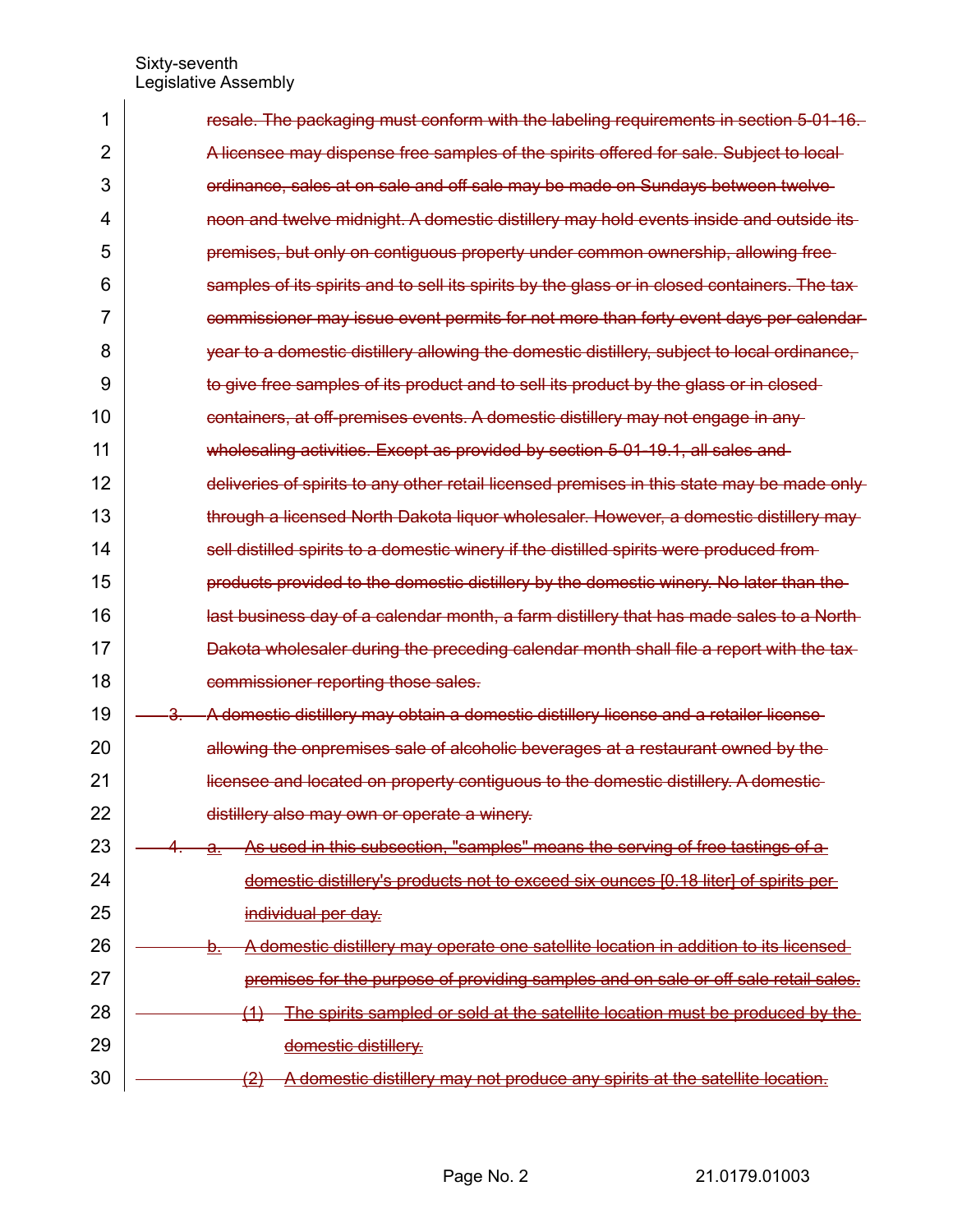resale. The packaging must conform with the labeling requirements in section 5-01-16. A licensee may dispense free samples of the spirits offered for sale. Subject to local ordinance, sales at on sale and off sale may be made on Sundays between twelve noon and twelve midnight. A domestic distillery may hold events inside and outside its premises, but only on contiguous property under common ownership, allowing free samples of its spirits and to sell its spirits by the glass or in closed containers. The tax commissioner may issue event permits for not more than forty event days per calendar year to a domestic distillery allowing the domestic distillery, subject to local ordinance, to give free samples of its product and to sell its product by the glass or in closed containers, at off-premises events. A domestic distillery may not engage in any wholesaling activities. Except as provided by section 5-01-19.1, all sales and deliveries of spirits to any other retail licensed premises in this state may be made only through a licensed North Dakota liquor wholesaler. However, a domestic distillery may sell distilled spirits to a domestic winery if the distilled spirits were produced from products provided to the domestic distillery by the domestic winery. No later than the last business day of a calendar month, a farm distillery that has made sales to a North Dakota wholesaler during the preceding calendar month shall file a report with the tax commissioner reporting those sales.

3. A domestic distillery may obtain a domestic distillery license and a retailer license allowing the onpremises sale of alcoholic beverages at a restaurant owned by the licensee and located on property contiguous to the domestic distillery. A domestic distillery also may own or operate a winery.

4. a. As used in this subsection, "samples" means the serving of free tastings of a domestic distillery's products not to exceed six ounces [0.18 liter] of spirits per individual per day.

   b. A domestic distillery may operate one satellite location in addition to its licensed premises for the purpose of providing samples and on sale or off sale retail sales.

      (1) The spirits sampled or sold at the satellite location must be produced by the domestic distillery.

      (2) A domestic distillery may not produce any spirits at the satellite location.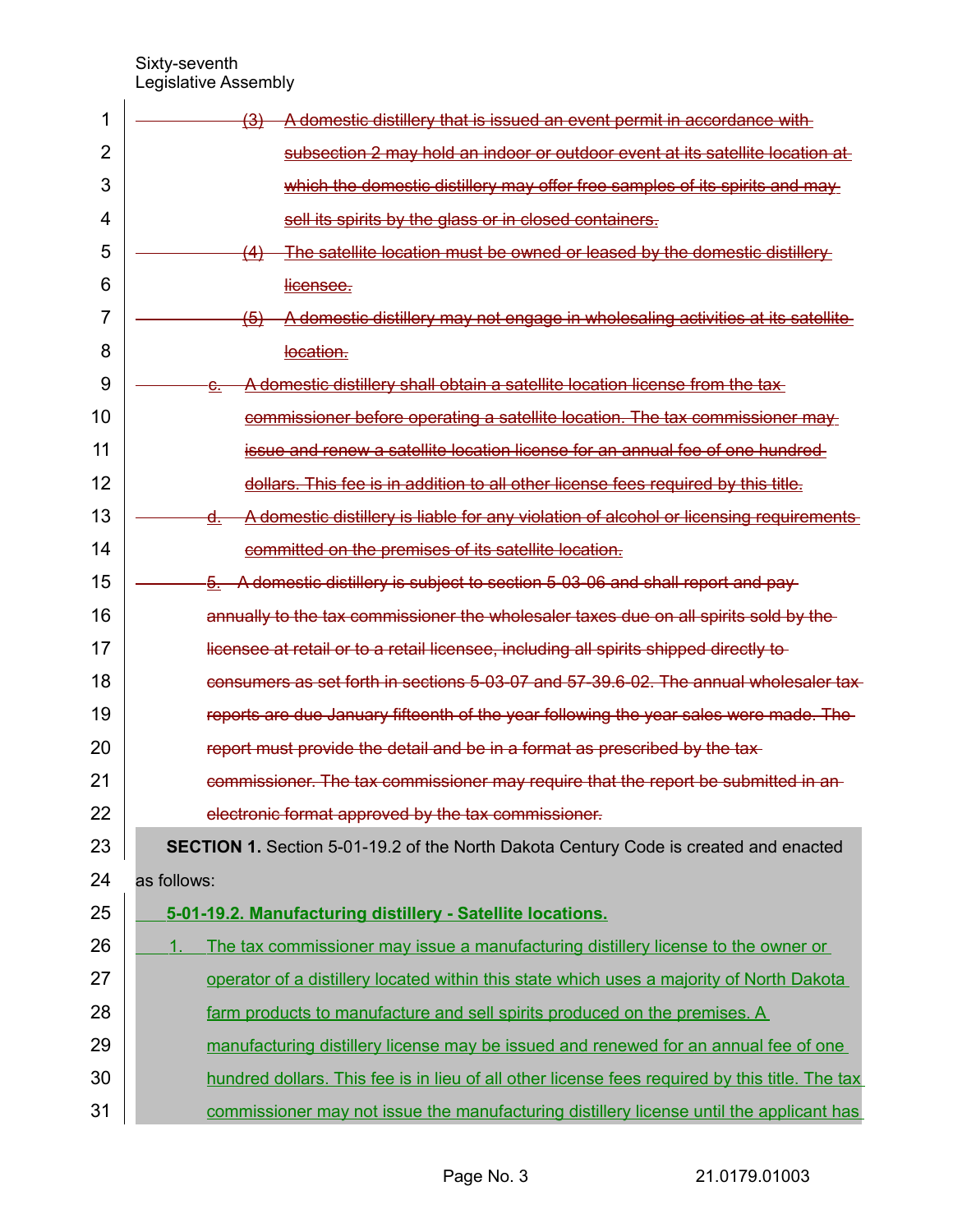~~(3) A domestic distillery that is issued an event permit in accordance with subsection 2 may hold an indoor or outdoor event at its satellite location at which the domestic distillery may offer free samples of its spirits and may sell its spirits by the glass or in closed containers.~~

~~(4) The satellite location must be owned or leased by the domestic distillery licensee.~~

~~(5) A domestic distillery may not engage in wholesaling activities at its satellite location.~~

~~c. A domestic distillery shall obtain a satellite location license from the tax commissioner before operating a satellite location. The tax commissioner may issue and renew a satellite location license for an annual fee of one hundred dollars. This fee is in addition to all other license fees required by this title.~~

~~d. A domestic distillery is liable for any violation of alcohol or licensing requirements committed on the premises of its satellite location.~~

~~5. A domestic distillery is subject to section 5-03-06 and shall report and pay annually to the tax commissioner the wholesaler taxes due on all spirits sold by the licensee at retail or to a retail licensee, including all spirits shipped directly to consumers as set forth in sections 5-03-07 and 57-39.6-02. The annual wholesaler tax reports are due January fifteenth of the year following the year sales were made. The report must provide the detail and be in a format as prescribed by the tax commissioner. The tax commissioner may require that the report be submitted in an electronic format approved by the tax commissioner.~~

**SECTION 1.** Section 5-01-19.2 of the North Dakota Century Code is created and enacted as follows:

**5-01-19.2. Manufacturing distillery - Satellite locations.**

1. The tax commissioner may issue a manufacturing distillery license to the owner or operator of a distillery located within this state which uses a majority of North Dakota farm products to manufacture and sell spirits produced on the premises. A manufacturing distillery license may be issued and renewed for an annual fee of one hundred dollars. This fee is in lieu of all other license fees required by this title. The tax commissioner may not issue the manufacturing distillery license until the applicant has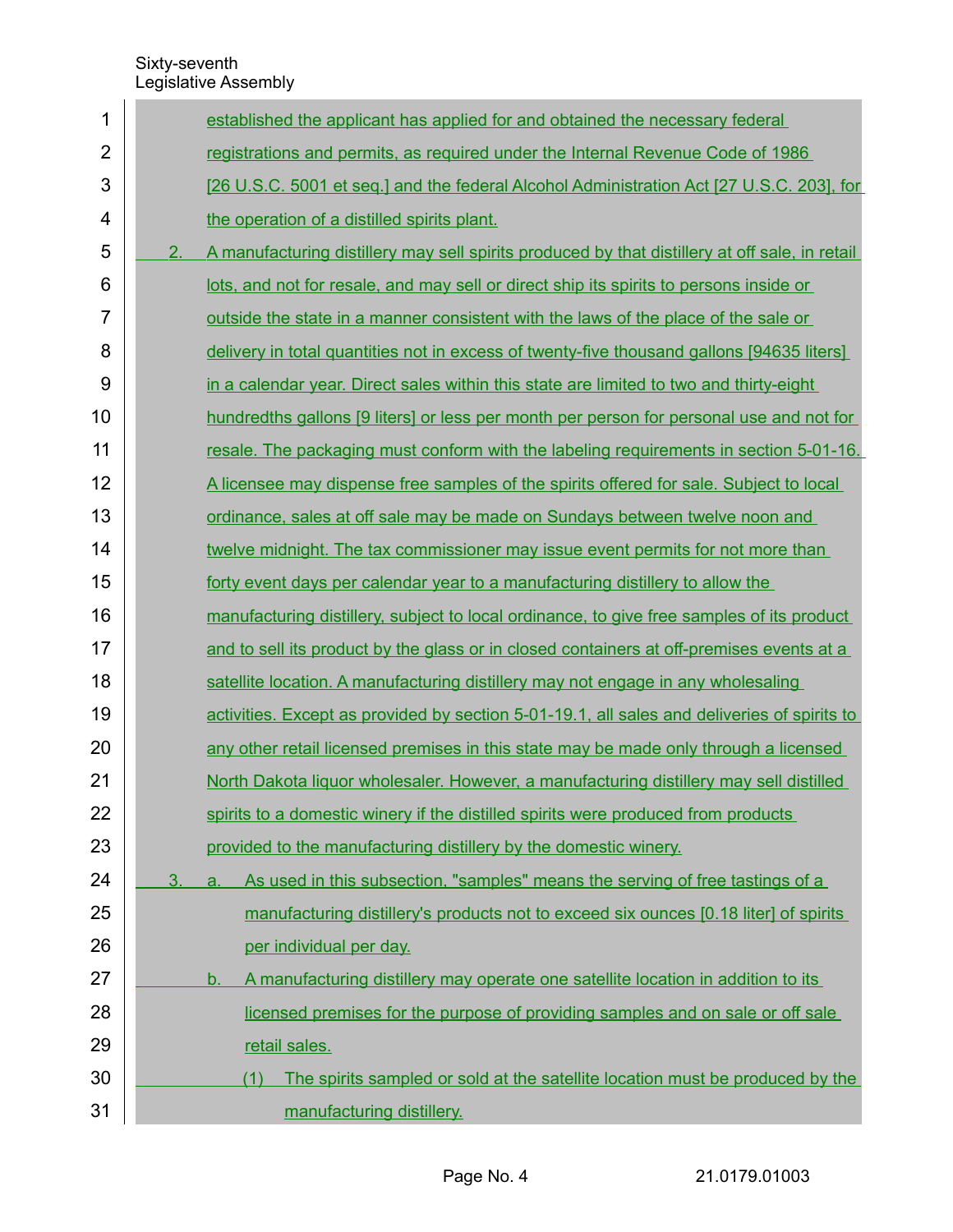established the applicant has applied for and obtained the necessary federal registrations and permits, as required under the Internal Revenue Code of 1986 [26 U.S.C. 5001 et seq.] and the federal Alcohol Administration Act [27 U.S.C. 203], for the operation of a distilled spirits plant.

2. A manufacturing distillery may sell spirits produced by that distillery at off sale, in retail lots, and not for resale, and may sell or direct ship its spirits to persons inside or outside the state in a manner consistent with the laws of the place of the sale or delivery in total quantities not in excess of twenty-five thousand gallons [94635 liters] in a calendar year. Direct sales within this state are limited to two and thirty-eight hundredths gallons [9 liters] or less per month per person for personal use and not for resale. The packaging must conform with the labeling requirements in section 5-01-16. A licensee may dispense free samples of the spirits offered for sale. Subject to local ordinance, sales at off sale may be made on Sundays between twelve noon and twelve midnight. The tax commissioner may issue event permits for not more than forty event days per calendar year to a manufacturing distillery to allow the manufacturing distillery, subject to local ordinance, to give free samples of its product and to sell its product by the glass or in closed containers at off-premises events at a satellite location. A manufacturing distillery may not engage in any wholesaling activities. Except as provided by section 5-01-19.1, all sales and deliveries of spirits to any other retail licensed premises in this state may be made only through a licensed North Dakota liquor wholesaler. However, a manufacturing distillery may sell distilled spirits to a domestic winery if the distilled spirits were produced from products provided to the manufacturing distillery by the domestic winery.

3. a. As used in this subsection, "samples" means the serving of free tastings of a manufacturing distillery's products not to exceed six ounces [0.18 liter] of spirits per individual per day.

   b. A manufacturing distillery may operate one satellite location in addition to its licensed premises for the purpose of providing samples and on sale or off sale retail sales.

      (1) The spirits sampled or sold at the satellite location must be produced by the manufacturing distillery.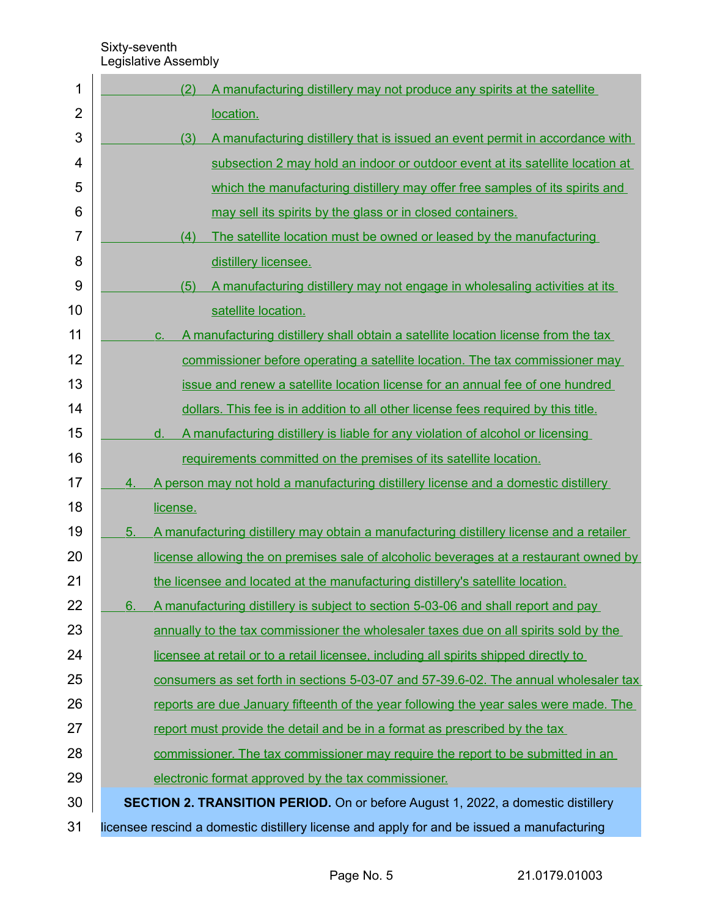(2) A manufacturing distillery may not produce any spirits at the satellite location.

(3) A manufacturing distillery that is issued an event permit in accordance with subsection 2 may hold an indoor or outdoor event at its satellite location at which the manufacturing distillery may offer free samples of its spirits and may sell its spirits by the glass or in closed containers.

(4) The satellite location must be owned or leased by the manufacturing distillery licensee.

(5) A manufacturing distillery may not engage in wholesaling activities at its satellite location.

c. A manufacturing distillery shall obtain a satellite location license from the tax commissioner before operating a satellite location. The tax commissioner may issue and renew a satellite location license for an annual fee of one hundred dollars. This fee is in addition to all other license fees required by this title.

d. A manufacturing distillery is liable for any violation of alcohol or licensing requirements committed on the premises of its satellite location.

4. A person may not hold a manufacturing distillery license and a domestic distillery license.

5. A manufacturing distillery may obtain a manufacturing distillery license and a retailer license allowing the on premises sale of alcoholic beverages at a restaurant owned by the licensee and located at the manufacturing distillery's satellite location.

6. A manufacturing distillery is subject to section 5-03-06 and shall report and pay annually to the tax commissioner the wholesaler taxes due on all spirits sold by the licensee at retail or to a retail licensee, including all spirits shipped directly to consumers as set forth in sections 5-03-07 and 57-39.6-02. The annual wholesaler tax reports are due January fifteenth of the year following the year sales were made. The report must provide the detail and be in a format as prescribed by the tax commissioner. The tax commissioner may require the report to be submitted in an electronic format approved by the tax commissioner.

**SECTION 2. TRANSITION PERIOD.** On or before August 1, 2022, a domestic distillery licensee rescind a domestic distillery license and apply for and be issued a manufacturing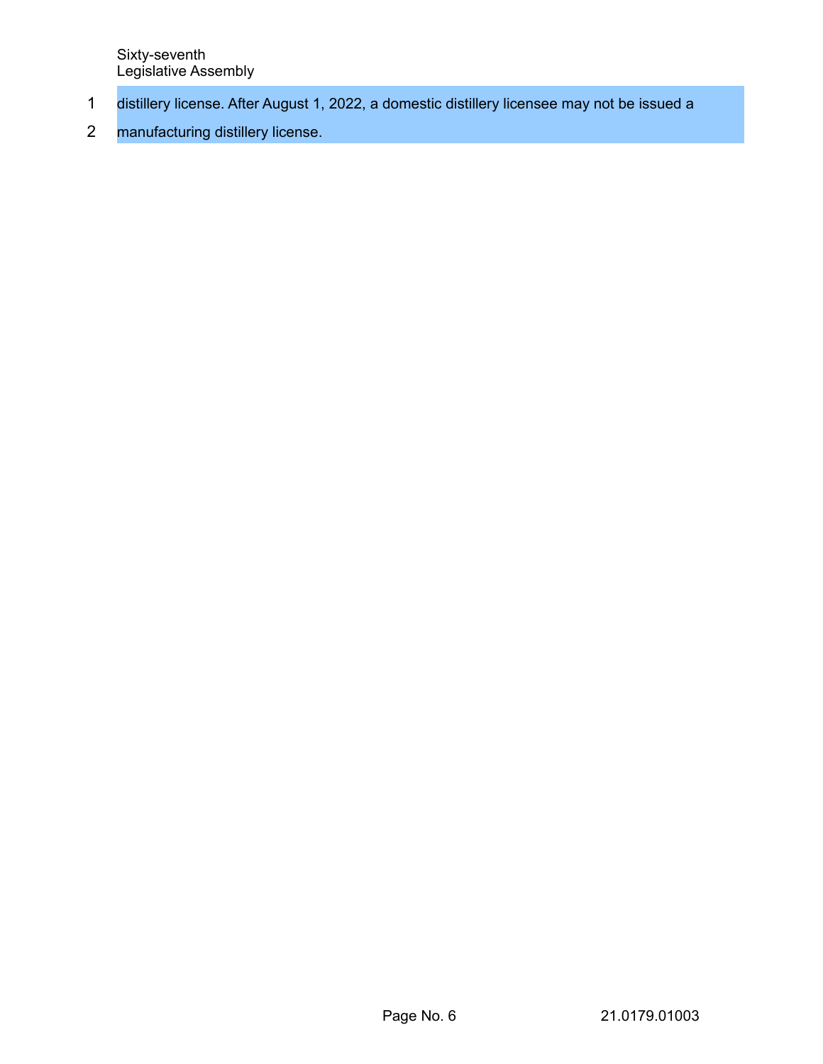distillery license. After August 1, 2022, a domestic distillery licensee may not be issued a manufacturing distillery license.